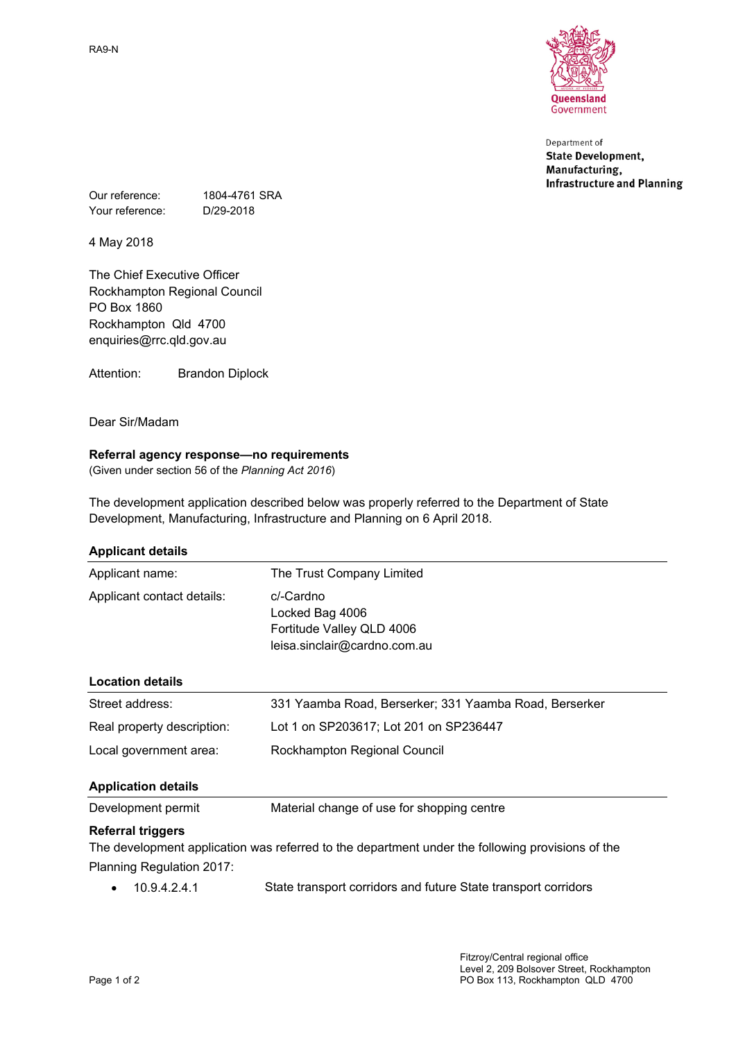RA9-N

Queensland Government

Department of
**State Development, Manufacturing, Infrastructure and Planning**

Our reference: 1804-4761 SRA
Your reference: D/29-2018

4 May 2018

The Chief Executive Officer
Rockhampton Regional Council
PO Box 1860
Rockhampton Qld 4700
enquiries@rrc.qld.gov.au

Attention: Brandon Diplock

Dear Sir/Madam

**Referral agency response—no requirements**
(Given under section 56 of the *Planning Act 2016*)

The development application described below was properly referred to the Department of State Development, Manufacturing, Infrastructure and Planning on 6 April 2018.

**Applicant details**

| | |
|---|---|
| Applicant name: | The Trust Company Limited |
| Applicant contact details: | c/-Cardno<br>Locked Bag 4006<br>Fortitude Valley QLD 4006<br>leisa.sinclair@cardno.com.au |

**Location details**

| | |
|---|---|
| Street address: | 331 Yaamba Road, Berserker; 331 Yaamba Road, Berserker |
| Real property description: | Lot 1 on SP203617; Lot 201 on SP236447 |
| Local government area: | Rockhampton Regional Council |

**Application details**

| | |
|---|---|
| Development permit | Material change of use for shopping centre |

**Referral triggers**

The development application was referred to the department under the following provisions of the Planning Regulation 2017:

- 10.9.4.2.4.1 State transport corridors and future State transport corridors

Fitzroy/Central regional office
Level 2, 209 Bolsover Street, Rockhampton
PO Box 113, Rockhampton QLD 4700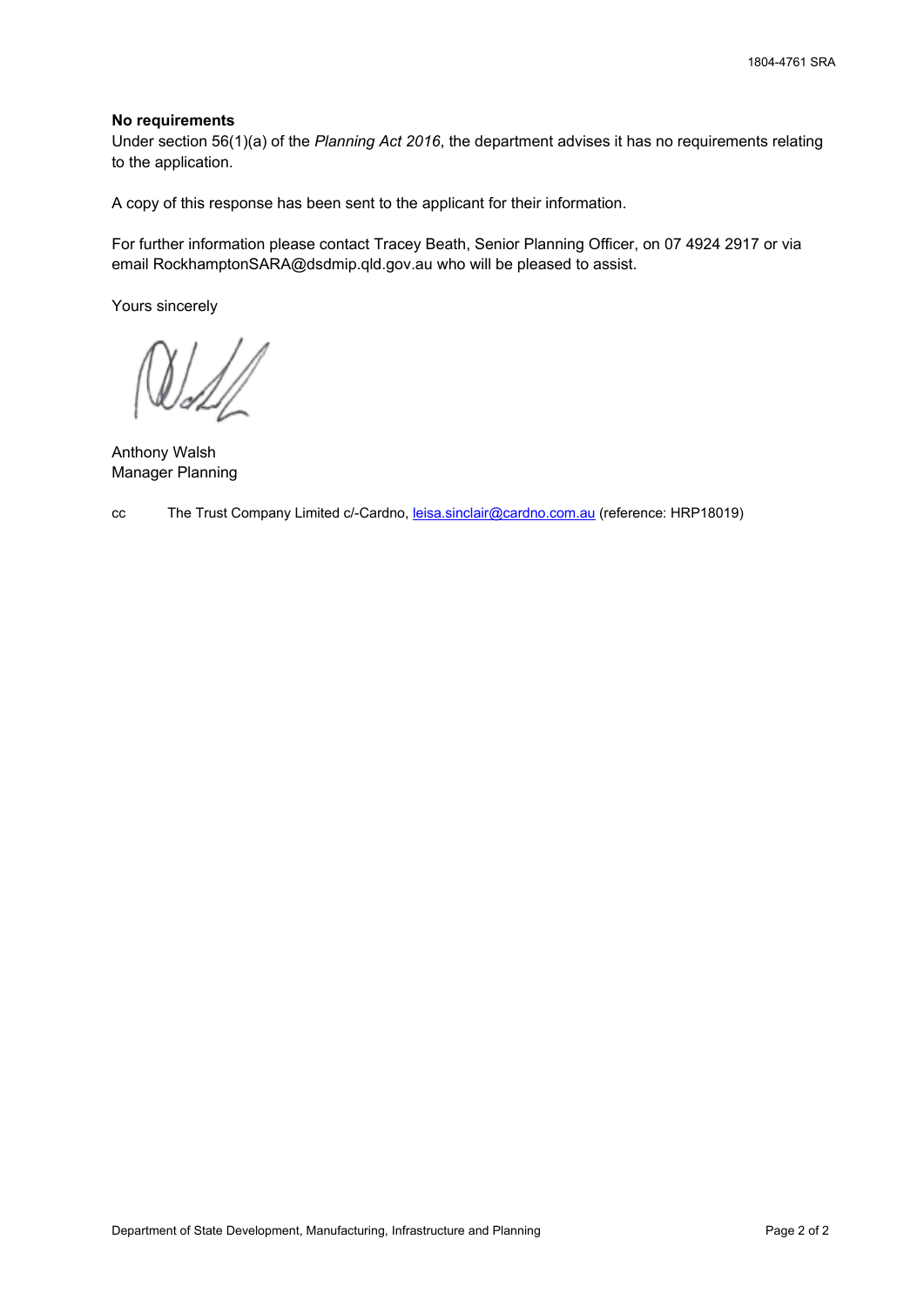**No requirements**

Under section 56(1)(a) of the *Planning Act 2016*, the department advises it has no requirements relating to the application.

A copy of this response has been sent to the applicant for their information.

For further information please contact Tracey Beath, Senior Planning Officer, on 07 4924 2917 or via email RockhamptonSARA@dsdmip.qld.gov.au who will be pleased to assist.

Yours sincerely

Anthony Walsh
Manager Planning

cc The Trust Company Limited c/-Cardno, leisa.sinclair@cardno.com.au (reference: HRP18019)